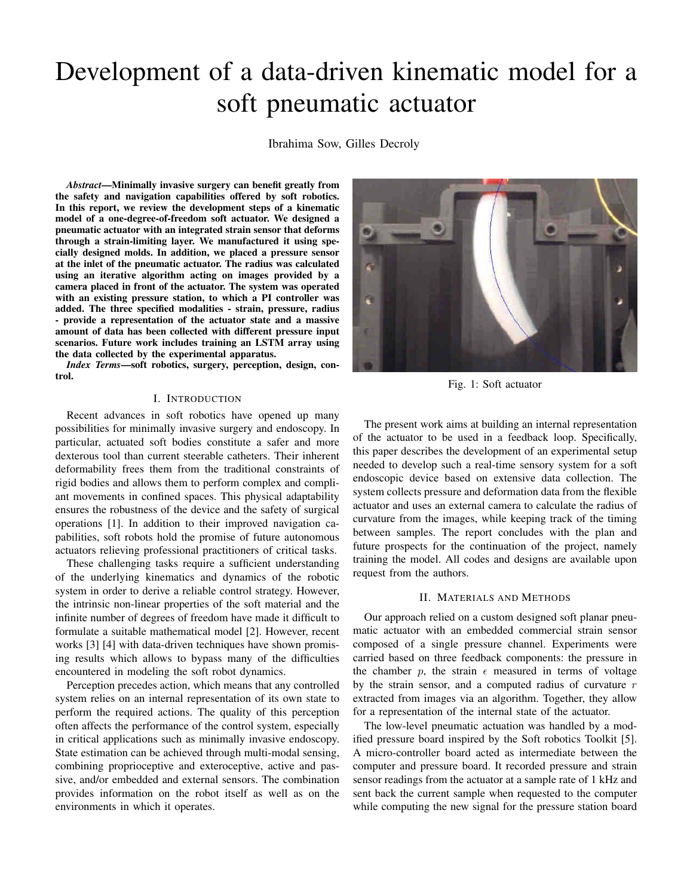# Development of a data-driven kinematic model for a soft pneumatic actuator

Ibrahima Sow, Gilles Decroly

***Abstract*—Minimally invasive surgery can benefit greatly from the safety and navigation capabilities offered by soft robotics. In this report, we review the development steps of a kinematic model of a one-degree-of-freedom soft actuator. We designed a pneumatic actuator with an integrated strain sensor that deforms through a strain-limiting layer. We manufactured it using specially designed molds. In addition, we placed a pressure sensor at the inlet of the pneumatic actuator. The radius was calculated using an iterative algorithm acting on images provided by a camera placed in front of the actuator. The system was operated with an existing pressure station, to which a PI controller was added. The three specified modalities - strain, pressure, radius - provide a representation of the actuator state and a massive amount of data has been collected with different pressure input scenarios. Future work includes training an LSTM array using the data collected by the experimental apparatus.**

***Index Terms*—soft robotics, surgery, perception, design, control.**

## I. Introduction

Recent advances in soft robotics have opened up many possibilities for minimally invasive surgery and endoscopy. In particular, actuated soft bodies constitute a safer and more dexterous tool than current steerable catheters. Their inherent deformability frees them from the traditional constraints of rigid bodies and allows them to perform complex and compliant movements in confined spaces. This physical adaptability ensures the robustness of the device and the safety of surgical operations [1]. In addition to their improved navigation capabilities, soft robots hold the promise of future autonomous actuators relieving professional practitioners of critical tasks.

These challenging tasks require a sufficient understanding of the underlying kinematics and dynamics of the robotic system in order to derive a reliable control strategy. However, the intrinsic non-linear properties of the soft material and the infinite number of degrees of freedom have made it difficult to formulate a suitable mathematical model [2]. However, recent works [3] [4] with data-driven techniques have shown promising results which allows to bypass many of the difficulties encountered in modeling the soft robot dynamics.

Perception precedes action, which means that any controlled system relies on an internal representation of its own state to perform the required actions. The quality of this perception often affects the performance of the control system, especially in critical applications such as minimally invasive endoscopy. State estimation can be achieved through multi-modal sensing, combining proprioceptive and exteroceptive, active and passive, and/or embedded and external sensors. The combination provides information on the robot itself as well as on the environments in which it operates.

Fig. 1: Soft actuator

The present work aims at building an internal representation of the actuator to be used in a feedback loop. Specifically, this paper describes the development of an experimental setup needed to develop such a real-time sensory system for a soft endoscopic device based on extensive data collection. The system collects pressure and deformation data from the flexible actuator and uses an external camera to calculate the radius of curvature from the images, while keeping track of the timing between samples. The report concludes with the plan and future prospects for the continuation of the project, namely training the model. All codes and designs are available upon request from the authors.

## II. Materials and Methods

Our approach relied on a custom designed soft planar pneumatic actuator with an embedded commercial strain sensor composed of a single pressure channel. Experiments were carried based on three feedback components: the pressure in the chamber $p$, the strain $\epsilon$ measured in terms of voltage by the strain sensor, and a computed radius of curvature $r$ extracted from images via an algorithm. Together, they allow for a representation of the internal state of the actuator.

The low-level pneumatic actuation was handled by a modified pressure board inspired by the Soft robotics Toolkit [5]. A micro-controller board acted as intermediate between the computer and pressure board. It recorded pressure and strain sensor readings from the actuator at a sample rate of 1 kHz and sent back the current sample when requested to the computer while computing the new signal for the pressure station board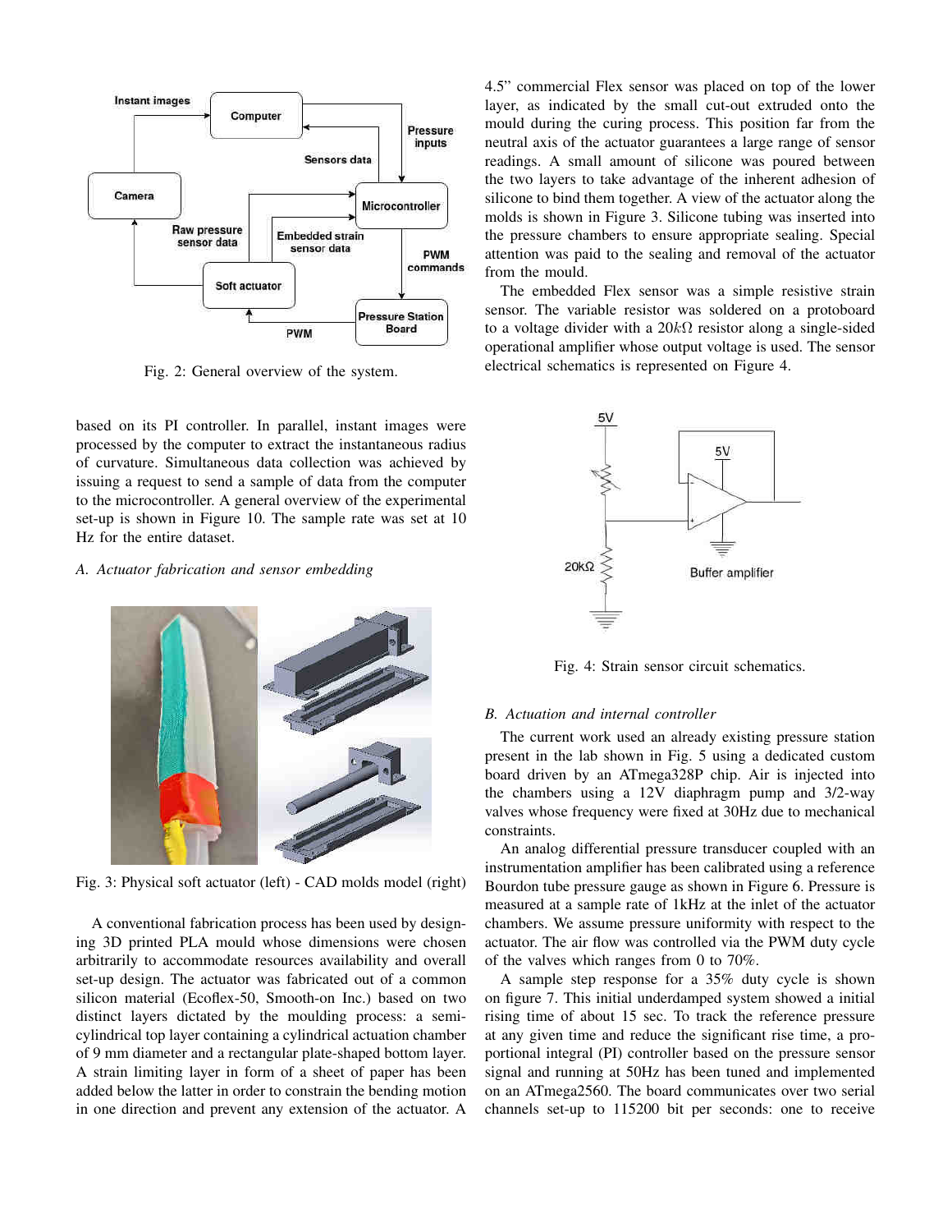Fig. 2: General overview of the system.

based on its PI controller. In parallel, instant images were processed by the computer to extract the instantaneous radius of curvature. Simultaneous data collection was achieved by issuing a request to send a sample of data from the computer to the microcontroller. A general overview of the experimental set-up is shown in Figure 10. The sample rate was set at 10 Hz for the entire dataset.

### *A. Actuator fabrication and sensor embedding*

Fig. 3: Physical soft actuator (left) - CAD molds model (right)

A conventional fabrication process has been used by designing 3D printed PLA mould whose dimensions were chosen arbitrarily to accommodate resources availability and overall set-up design. The actuator was fabricated out of a common silicon material (Ecoflex-50, Smooth-on Inc.) based on two distinct layers dictated by the moulding process: a semi-cylindrical top layer containing a cylindrical actuation chamber of 9 mm diameter and a rectangular plate-shaped bottom layer. A strain limiting layer in form of a sheet of paper has been added below the latter in order to constrain the bending motion in one direction and prevent any extension of the actuator. A 4.5" commercial Flex sensor was placed on top of the lower layer, as indicated by the small cut-out extruded onto the mould during the curing process. This position far from the neutral axis of the actuator guarantees a large range of sensor readings. A small amount of silicone was poured between the two layers to take advantage of the inherent adhesion of silicone to bind them together. A view of the actuator along the molds is shown in Figure 3. Silicone tubing was inserted into the pressure chambers to ensure appropriate sealing. Special attention was paid to the sealing and removal of the actuator from the mould.

The embedded Flex sensor was a simple resistive strain sensor. The variable resistor was soldered on a protoboard to a voltage divider with a $20k\Omega$ resistor along a single-sided operational amplifier whose output voltage is used. The sensor electrical schematics is represented on Figure 4.

Fig. 4: Strain sensor circuit schematics.

### *B. Actuation and internal controller*

The current work used an already existing pressure station present in the lab shown in Fig. 5 using a dedicated custom board driven by an ATmega328P chip. Air is injected into the chambers using a 12V diaphragm pump and 3/2-way valves whose frequency were fixed at 30Hz due to mechanical constraints.

An analog differential pressure transducer coupled with an instrumentation amplifier has been calibrated using a reference Bourdon tube pressure gauge as shown in Figure 6. Pressure is measured at a sample rate of 1kHz at the inlet of the actuator chambers. We assume pressure uniformity with respect to the actuator. The air flow was controlled via the PWM duty cycle of the valves which ranges from 0 to 70%.

A sample step response for a 35% duty cycle is shown on figure 7. This initial underdamped system showed a initial rising time of about 15 sec. To track the reference pressure at any given time and reduce the significant rise time, a proportional integral (PI) controller based on the pressure sensor signal and running at 50Hz has been tuned and implemented on an ATmega2560. The board communicates over two serial channels set-up to 115200 bit per seconds: one to receive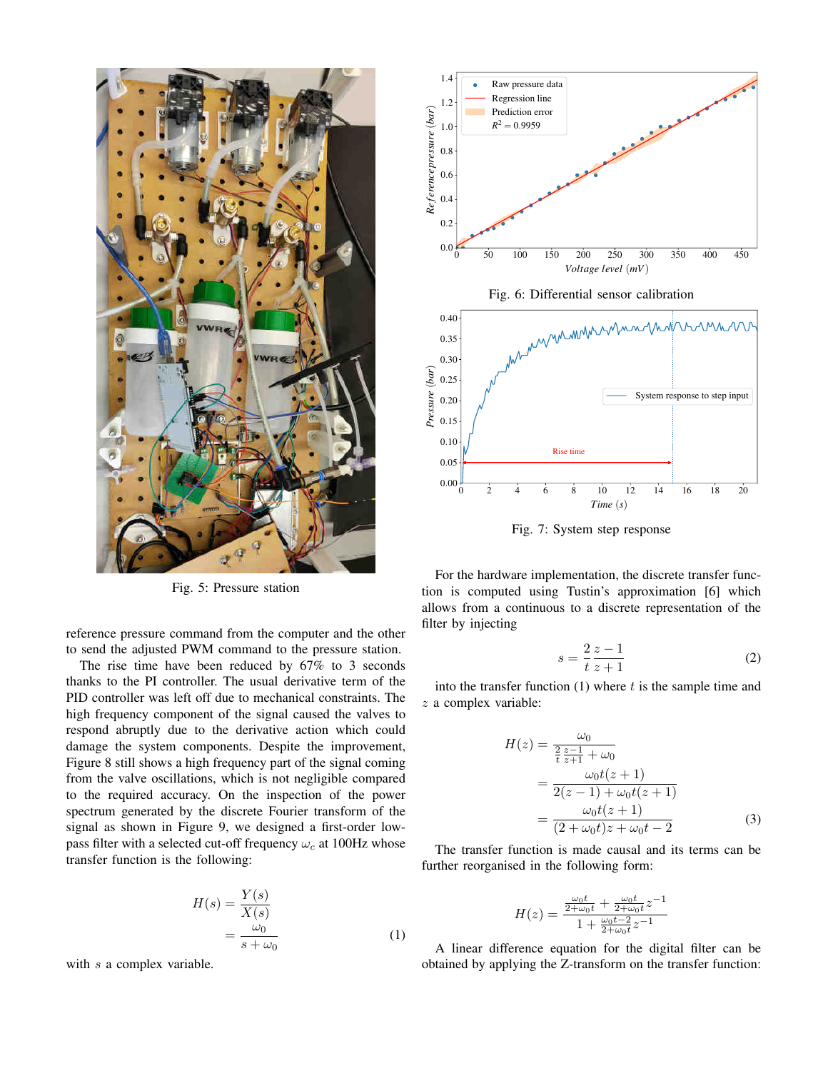Fig. 5: Pressure station

reference pressure command from the computer and the other to send the adjusted PWM command to the pressure station.

The rise time have been reduced by 67% to 3 seconds thanks to the PI controller. The usual derivative term of the PID controller was left off due to mechanical constraints. The high frequency component of the signal caused the valves to respond abruptly due to the derivative action which could damage the system components. Despite the improvement, Figure 8 still shows a high frequency part of the signal coming from the valve oscillations, which is not negligible compared to the required accuracy. On the inspection of the power spectrum generated by the discrete Fourier transform of the signal as shown in Figure 9, we designed a first-order low-pass filter with a selected cut-off frequency $\omega_c$ at 100Hz whose transfer function is the following:

$$
\begin{aligned}
H(s) &= \frac{Y(s)}{X(s)} \\
&= \frac{\omega_0}{s + \omega_0}
\end{aligned}
\tag{1}
$$

with $s$ a complex variable.

Fig. 6: Differential sensor calibration

Fig. 7: System step response

For the hardware implementation, the discrete transfer function is computed using Tustin's approximation [6] which allows from a continuous to a discrete representation of the filter by injecting

$$
s = \frac{2}{t}\frac{z-1}{z+1} \tag{2}
$$

into the transfer function (1) where $t$ is the sample time and $z$ a complex variable:

$$
\begin{aligned}
H(z) &= \frac{\omega_0}{\frac{2}{t}\frac{z-1}{z+1} + \omega_0} \\
&= \frac{\omega_0 t(z+1)}{2(z-1) + \omega_0 t(z+1)} \\
&= \frac{\omega_0 t(z+1)}{(2+\omega_0 t)z + \omega_0 t - 2}
\end{aligned}
\tag{3}
$$

The transfer function is made causal and its terms can be further reorganised in the following form:

$$
H(z) = \frac{\frac{\omega_0 t}{2+\omega_0 t} + \frac{\omega_0 t}{2+\omega_0 t} z^{-1}}{1 + \frac{\omega_0 t - 2}{2+\omega_0 t} z^{-1}}
$$

A linear difference equation for the digital filter can be obtained by applying the Z-transform on the transfer function: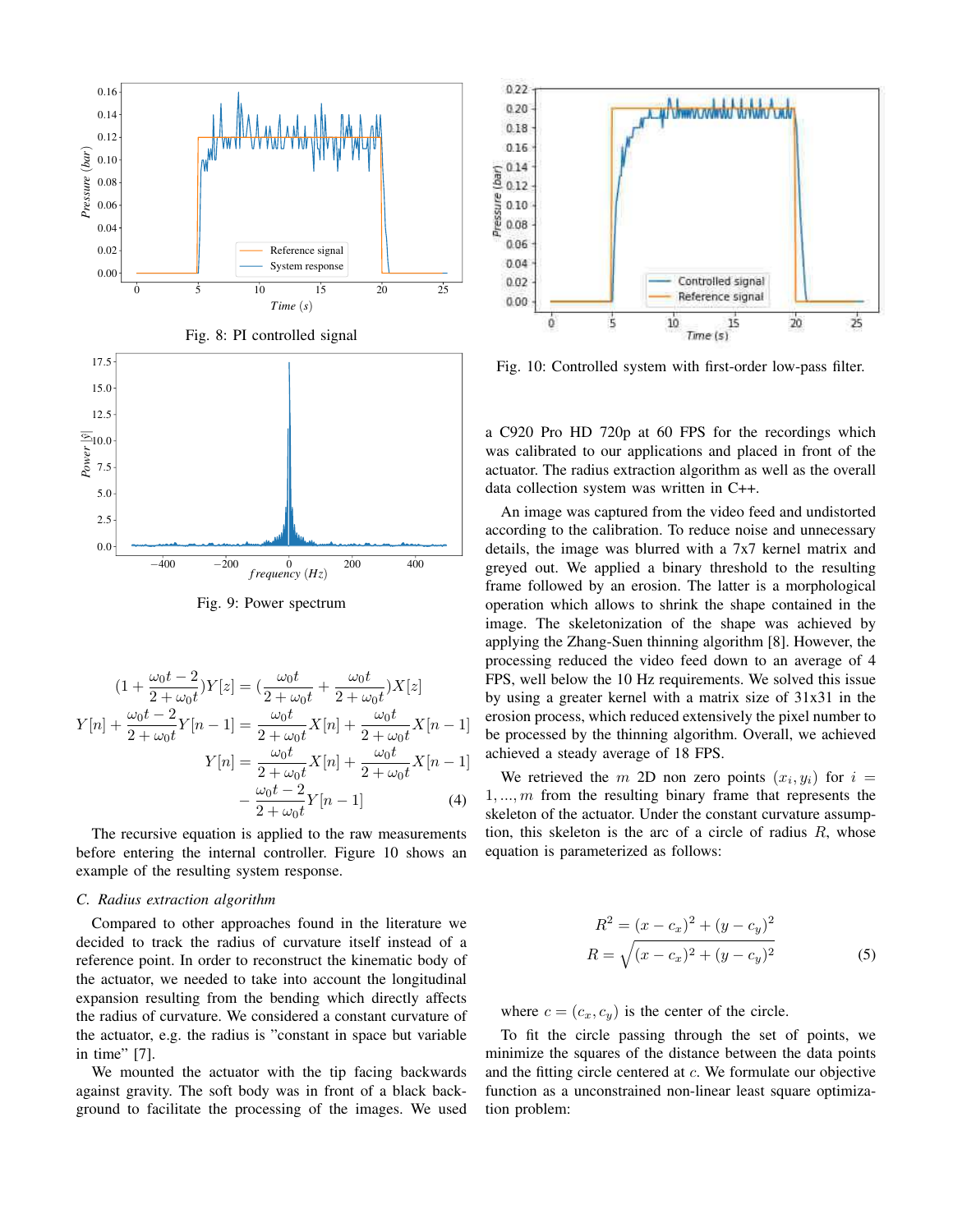Fig. 8: PI controlled signal

Fig. 9: Power spectrum

$$
\begin{aligned}
(1 + \frac{\omega_0 t - 2}{2 + \omega_0 t})Y[z] &= (\frac{\omega_0 t}{2 + \omega_0 t} + \frac{\omega_0 t}{2 + \omega_0 t})X[z] \\
Y[n] + \frac{\omega_0 t - 2}{2 + \omega_0 t}Y[n-1] &= \frac{\omega_0 t}{2 + \omega_0 t}X[n] + \frac{\omega_0 t}{2 + \omega_0 t}X[n-1] \\
Y[n] &= \frac{\omega_0 t}{2 + \omega_0 t}X[n] + \frac{\omega_0 t}{2 + \omega_0 t}X[n-1] \\
&\quad - \frac{\omega_0 t - 2}{2 + \omega_0 t}Y[n-1] \qquad (4)
\end{aligned}
$$

The recursive equation is applied to the raw measurements before entering the internal controller. Figure 10 shows an example of the resulting system response.

### C. Radius extraction algorithm

Compared to other approaches found in the literature we decided to track the radius of curvature itself instead of a reference point. In order to reconstruct the kinematic body of the actuator, we needed to take into account the longitudinal expansion resulting from the bending which directly affects the radius of curvature. We considered a constant curvature of the actuator, e.g. the radius is "constant in space but variable in time" [7].

We mounted the actuator with the tip facing backwards against gravity. The soft body was in front of a black background to facilitate the processing of the images. We used

Fig. 10: Controlled system with first-order low-pass filter.

a C920 Pro HD 720p at 60 FPS for the recordings which was calibrated to our applications and placed in front of the actuator. The radius extraction algorithm as well as the overall data collection system was written in C++.

An image was captured from the video feed and undistorted according to the calibration. To reduce noise and unnecessary details, the image was blurred with a 7x7 kernel matrix and greyed out. We applied a binary threshold to the resulting frame followed by an erosion. The latter is a morphological operation which allows to shrink the shape contained in the image. The skeletonization of the shape was achieved by applying the Zhang-Suen thinning algorithm [8]. However, the processing reduced the video feed down to an average of 4 FPS, well below the 10 Hz requirements. We solved this issue by using a greater kernel with a matrix size of 31x31 in the erosion process, which reduced extensively the pixel number to be processed by the thinning algorithm. Overall, we achieved achieved a steady average of 18 FPS.

We retrieved the $m$ 2D non zero points $(x_i, y_i)$ for $i = 1, ..., m$ from the resulting binary frame that represents the skeleton of the actuator. Under the constant curvature assumption, this skeleton is the arc of a circle of radius $R$, whose equation is parameterized as follows:

$$
\begin{aligned}
R^2 &= (x - c_x)^2 + (y - c_y)^2 \\
R &= \sqrt{(x - c_x)^2 + (y - c_y)^2} \qquad (5)
\end{aligned}
$$

where $c = (c_x, c_y)$ is the center of the circle.

To fit the circle passing through the set of points, we minimize the squares of the distance between the data points and the fitting circle centered at $c$. We formulate our objective function as a unconstrained non-linear least square optimization problem: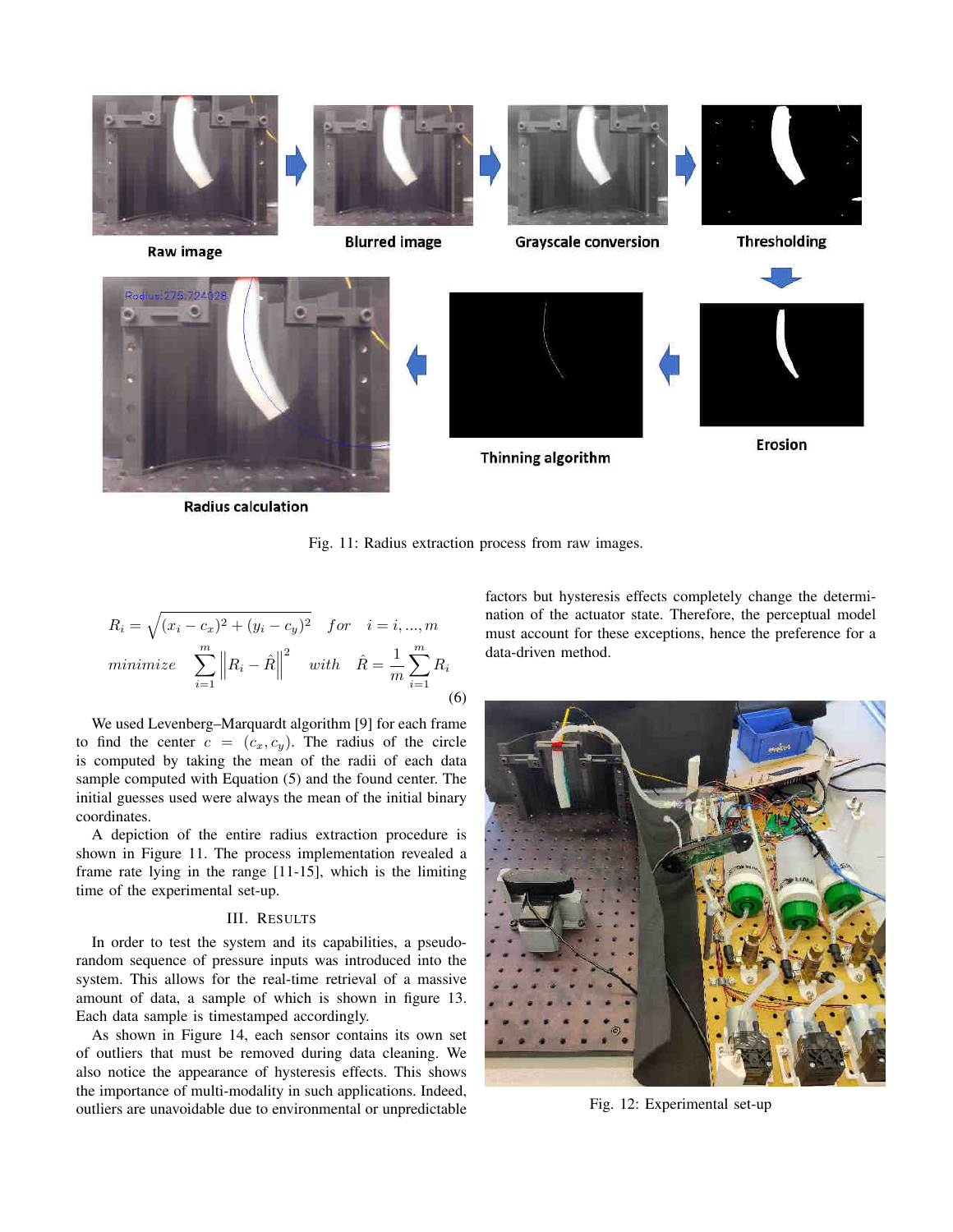Fig. 11: Radius extraction process from raw images.

$$
R_i = \sqrt{(x_i - c_x)^2 + (y_i - c_y)^2} \quad for \quad i = i, ..., m
$$

$$
minimize \quad \sum_{i=1}^{m} \left\| R_i - \hat{R} \right\|^2 \quad with \quad \hat{R} = \frac{1}{m} \sum_{i=1}^{m} R_i \tag{6}
$$

We used Levenberg–Marquardt algorithm [9] for each frame to find the center $c = (c_x, c_y)$. The radius of the circle is computed by taking the mean of the radii of each data sample computed with Equation (5) and the found center. The initial guesses used were always the mean of the initial binary coordinates.

A depiction of the entire radius extraction procedure is shown in Figure 11. The process implementation revealed a frame rate lying in the range [11-15], which is the limiting time of the experimental set-up.

## III. RESULTS

In order to test the system and its capabilities, a pseudo-random sequence of pressure inputs was introduced into the system. This allows for the real-time retrieval of a massive amount of data, a sample of which is shown in figure 13. Each data sample is timestamped accordingly.

As shown in Figure 14, each sensor contains its own set of outliers that must be removed during data cleaning. We also notice the appearance of hysteresis effects. This shows the importance of multi-modality in such applications. Indeed, outliers are unavoidable due to environmental or unpredictable factors but hysteresis effects completely change the determination of the actuator state. Therefore, the perceptual model must account for these exceptions, hence the preference for a data-driven method.

Fig. 12: Experimental set-up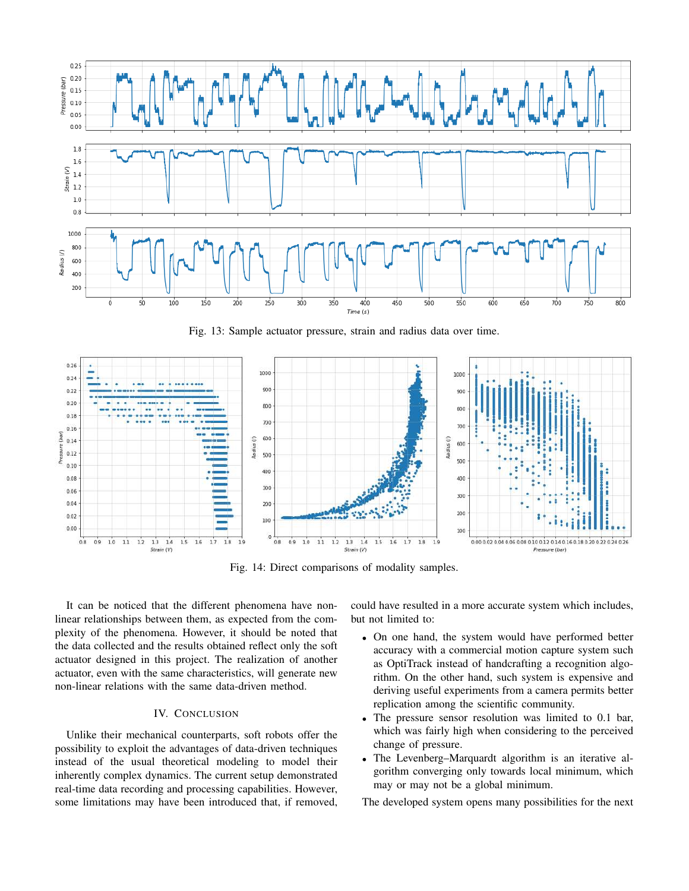Fig. 13: Sample actuator pressure, strain and radius data over time.

Fig. 14: Direct comparisons of modality samples.

It can be noticed that the different phenomena have non-linear relationships between them, as expected from the complexity of the phenomena. However, it should be noted that the data collected and the results obtained reflect only the soft actuator designed in this project. The realization of another actuator, even with the same characteristics, will generate new non-linear relations with the same data-driven method.

## IV. Conclusion

Unlike their mechanical counterparts, soft robots offer the possibility to exploit the advantages of data-driven techniques instead of the usual theoretical modeling to model their inherently complex dynamics. The current setup demonstrated real-time data recording and processing capabilities. However, some limitations may have been introduced that, if removed, could have resulted in a more accurate system which includes, but not limited to:

- On one hand, the system would have performed better accuracy with a commercial motion capture system such as OptiTrack instead of handcrafting a recognition algorithm. On the other hand, such system is expensive and deriving useful experiments from a camera permits better replication among the scientific community.
- The pressure sensor resolution was limited to 0.1 bar, which was fairly high when considering to the perceived change of pressure.
- The Levenberg–Marquardt algorithm is an iterative algorithm converging only towards local minimum, which may or may not be a global minimum.

The developed system opens many possibilities for the next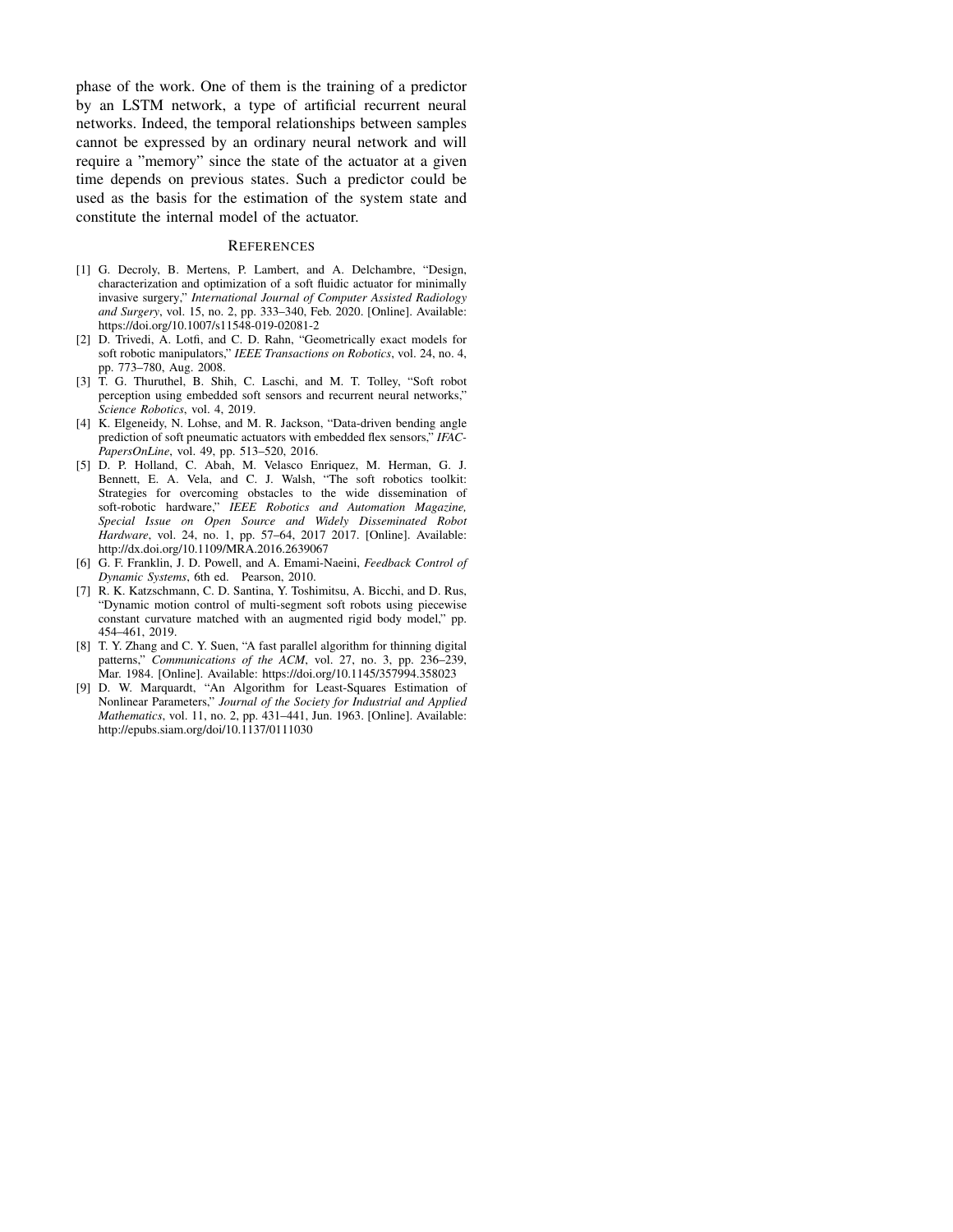phase of the work. One of them is the training of a predictor by an LSTM network, a type of artificial recurrent neural networks. Indeed, the temporal relationships between samples cannot be expressed by an ordinary neural network and will require a "memory" since the state of the actuator at a given time depends on previous states. Such a predictor could be used as the basis for the estimation of the system state and constitute the internal model of the actuator.

## REFERENCES

[1] G. Decroly, B. Mertens, P. Lambert, and A. Delchambre, "Design, characterization and optimization of a soft fluidic actuator for minimally invasive surgery," *International Journal of Computer Assisted Radiology and Surgery*, vol. 15, no. 2, pp. 333–340, Feb. 2020. [Online]. Available: https://doi.org/10.1007/s11548-019-02081-2

[2] D. Trivedi, A. Lotfi, and C. D. Rahn, "Geometrically exact models for soft robotic manipulators," *IEEE Transactions on Robotics*, vol. 24, no. 4, pp. 773–780, Aug. 2008.

[3] T. G. Thuruthel, B. Shih, C. Laschi, and M. T. Tolley, "Soft robot perception using embedded soft sensors and recurrent neural networks," *Science Robotics*, vol. 4, 2019.

[4] K. Elgeneidy, N. Lohse, and M. R. Jackson, "Data-driven bending angle prediction of soft pneumatic actuators with embedded flex sensors," *IFAC-PapersOnLine*, vol. 49, pp. 513–520, 2016.

[5] D. P. Holland, C. Abah, M. Velasco Enriquez, M. Herman, G. J. Bennett, E. A. Vela, and C. J. Walsh, "The soft robotics toolkit: Strategies for overcoming obstacles to the wide dissemination of soft-robotic hardware," *IEEE Robotics and Automation Magazine, Special Issue on Open Source and Widely Disseminated Robot Hardware*, vol. 24, no. 1, pp. 57–64, 2017 2017. [Online]. Available: http://dx.doi.org/10.1109/MRA.2016.2639067

[6] G. F. Franklin, J. D. Powell, and A. Emami-Naeini, *Feedback Control of Dynamic Systems*, 6th ed. Pearson, 2010.

[7] R. K. Katzschmann, C. D. Santina, Y. Toshimitsu, A. Bicchi, and D. Rus, "Dynamic motion control of multi-segment soft robots using piecewise constant curvature matched with an augmented rigid body model," pp. 454–461, 2019.

[8] T. Y. Zhang and C. Y. Suen, "A fast parallel algorithm for thinning digital patterns," *Communications of the ACM*, vol. 27, no. 3, pp. 236–239, Mar. 1984. [Online]. Available: https://doi.org/10.1145/357994.358023

[9] D. W. Marquardt, "An Algorithm for Least-Squares Estimation of Nonlinear Parameters," *Journal of the Society for Industrial and Applied Mathematics*, vol. 11, no. 2, pp. 431–441, Jun. 1963. [Online]. Available: http://epubs.siam.org/doi/10.1137/0111030